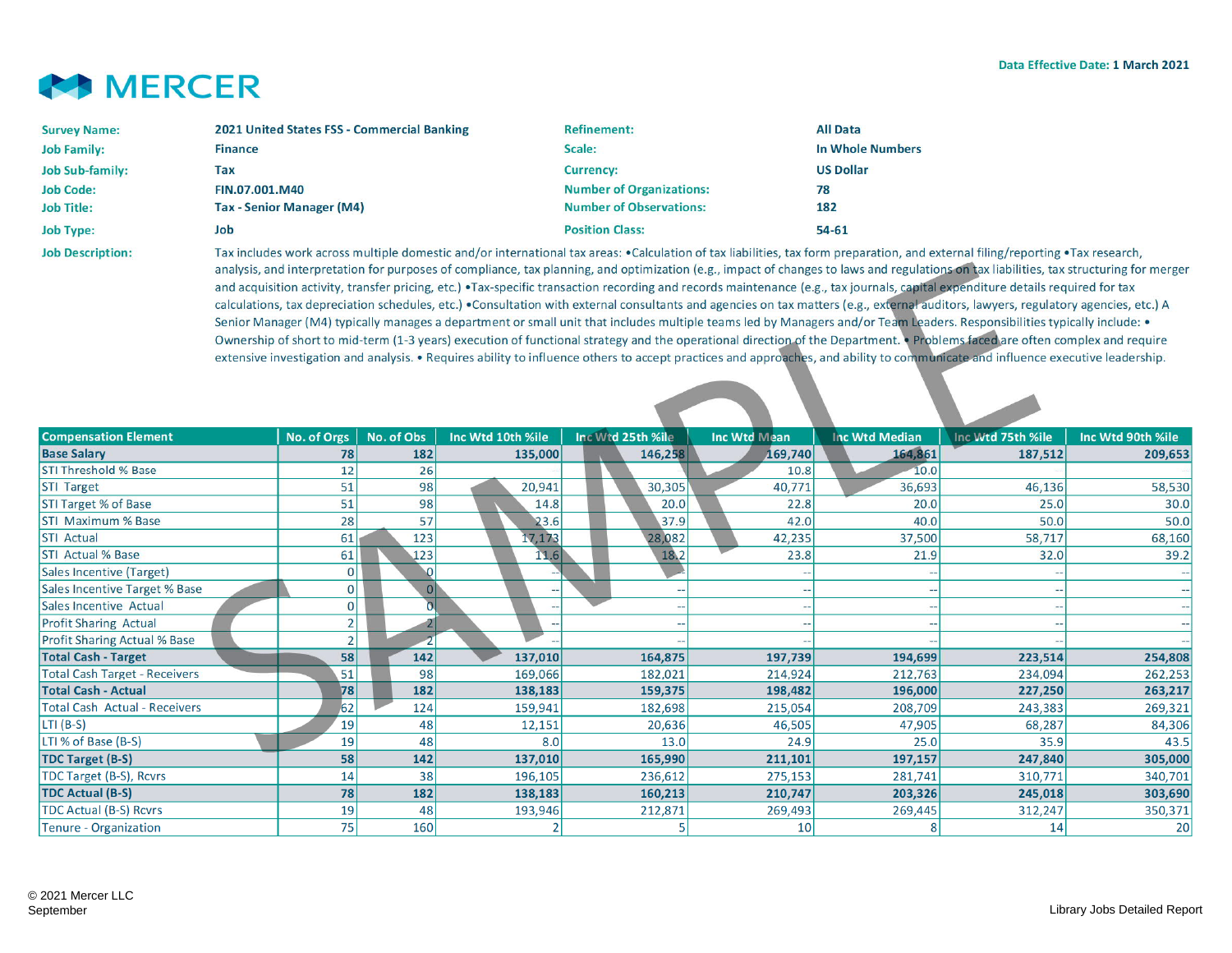# MERCER

**Data Effective Date: 1 March 2021**

| | | | |
|---|---|---|---|
| **Survey Name:** | **2021 United States FSS - Commercial Banking** | **Refinement:** | **All Data** |
| **Job Family:** | **Finance** | **Scale:** | **In Whole Numbers** |
| **Job Sub-family:** | **Tax** | **Currency:** | **US Dollar** |
| **Job Code:** | **FIN.07.001.M40** | **Number of Organizations:** | **78** |
| **Job Title:** | **Tax - Senior Manager (M4)** | **Number of Observations:** | **182** |
| **Job Type:** | **Job** | **Position Class:** | **54-61** |

**Job Description:** Tax includes work across multiple domestic and/or international tax areas: •Calculation of tax liabilities, tax form preparation, and external filing/reporting •Tax research, analysis, and interpretation for purposes of compliance, tax planning, and optimization (e.g., impact of changes to laws and regulations on tax liabilities, tax structuring for merger and acquisition activity, transfer pricing, etc.) •Tax-specific transaction recording and records maintenance (e.g., tax journals, capital expenditure details required for tax calculations, tax depreciation schedules, etc.) •Consultation with external consultants and agencies on tax matters (e.g., external auditors, lawyers, regulatory agencies, etc.) A Senior Manager (M4) typically manages a department or small unit that includes multiple teams led by Managers and/or Team Leaders. Responsibilities typically include: • Ownership of short to mid-term (1-3 years) execution of functional strategy and the operational direction of the Department. • Problems faced are often complex and require extensive investigation and analysis. • Requires ability to influence others to accept practices and approaches, and ability to communicate and influence executive leadership.

| Compensation Element | No. of Orgs | No. of Obs | Inc Wtd 10th %ile | Inc Wtd 25th %ile | Inc Wtd Mean | Inc Wtd Median | Inc Wtd 75th %ile | Inc Wtd 90th %ile |
|---|---|---|---|---|---|---|---|---|
| **Base Salary** | **78** | **182** | **135,000** | **146,258** | **169,740** | **164,861** | **187,512** | **209,653** |
| STI Threshold % Base | 12 | 26 | | | 10.8 | 10.0 | | |
| STI Target | 51 | 98 | 20,941 | 30,305 | 40,771 | 36,693 | 46,136 | 58,530 |
| STI Target % of Base | 51 | 98 | 14.8 | 20.0 | 22.8 | 20.0 | 25.0 | 30.0 |
| STI Maximum % Base | 28 | 57 | 23.6 | 37.9 | 42.0 | 40.0 | 50.0 | 50.0 |
| STI Actual | 61 | 123 | 17,173 | 28,082 | 42,235 | 37,500 | 58,717 | 68,160 |
| STI Actual % Base | 61 | 123 | 11.6 | 18.2 | 23.8 | 21.9 | 32.0 | 39.2 |
| Sales Incentive (Target) | 0 | 0 | -- | -- | -- | -- | -- | -- |
| Sales Incentive Target % Base | 0 | 0 | -- | -- | -- | -- | -- | -- |
| Sales Incentive Actual | 0 | 0 | -- | -- | -- | -- | -- | -- |
| Profit Sharing Actual | 2 | 2 | -- | -- | -- | -- | -- | -- |
| Profit Sharing Actual % Base | 2 | 2 | -- | -- | -- | -- | -- | -- |
| **Total Cash - Target** | **58** | **142** | **137,010** | **164,875** | **197,739** | **194,699** | **223,514** | **254,808** |
| Total Cash Target - Receivers | 51 | 98 | 169,066 | 182,021 | 214,924 | 212,763 | 234,094 | 262,253 |
| **Total Cash - Actual** | **78** | **182** | **138,183** | **159,375** | **198,482** | **196,000** | **227,250** | **263,217** |
| Total Cash Actual - Receivers | 62 | 124 | 159,941 | 182,698 | 215,054 | 208,709 | 243,383 | 269,321 |
| LTI (B-S) | 19 | 48 | 12,151 | 20,636 | 46,505 | 47,905 | 68,287 | 84,306 |
| LTI % of Base (B-S) | 19 | 48 | 8.0 | 13.0 | 24.9 | 25.0 | 35.9 | 43.5 |
| **TDC Target (B-S)** | **58** | **142** | **137,010** | **165,990** | **211,101** | **197,157** | **247,840** | **305,000** |
| TDC Target (B-S), Rcvrs | 14 | 38 | 196,105 | 236,612 | 275,153 | 281,741 | 310,771 | 340,701 |
| **TDC Actual (B-S)** | **78** | **182** | **138,183** | **160,213** | **210,747** | **203,326** | **245,018** | **303,690** |
| TDC Actual (B-S) Rcvrs | 19 | 48 | 193,946 | 212,871 | 269,493 | 269,445 | 312,247 | 350,371 |
| Tenure - Organization | 75 | 160 | 2 | 5 | 10 | 8 | 14 | 20 |

© 2021 Mercer LLC
September

Library Jobs Detailed Report